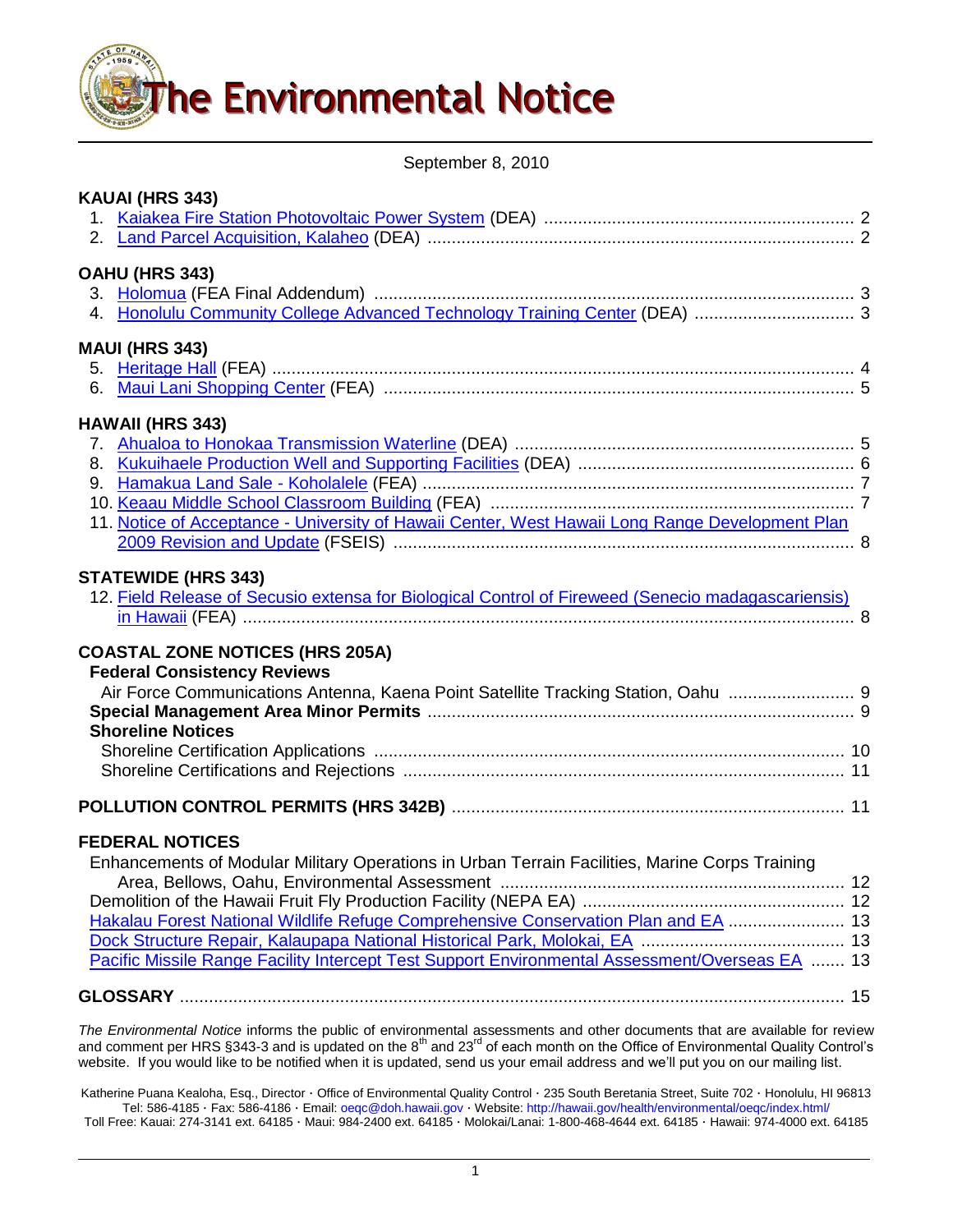# The Environmental Notice

September 8, 2010

**KAUAI (HRS 343)**

1. Kaiakea Fire Station Photovoltaic Power System (DEA) ........ 2
2. Land Parcel Acquisition, Kalaheo (DEA) ........ 2

**OAHU (HRS 343)**

3. Holomua (FEA Final Addendum) ........ 3
4. Honolulu Community College Advanced Technology Training Center (DEA) ........ 3

**MAUI (HRS 343)**

5. Heritage Hall (FEA) ........ 4
6. Maui Lani Shopping Center (FEA) ........ 5

**HAWAII (HRS 343)**

7. Ahualoa to Honokaa Transmission Waterline (DEA) ........ 5
8. Kukuihaele Production Well and Supporting Facilities (DEA) ........ 6
9. Hamakua Land Sale - Koholalele (FEA) ........ 7
10. Keaau Middle School Classroom Building (FEA) ........ 7
11. Notice of Acceptance - University of Hawaii Center, West Hawaii Long Range Development Plan 2009 Revision and Update (FSEIS) ........ 8

**STATEWIDE (HRS 343)**

12. Field Release of Secusio extensa for Biological Control of Fireweed (Senecio madagascariensis) in Hawaii (FEA) ........ 8

**COASTAL ZONE NOTICES (HRS 205A)**

**Federal Consistency Reviews**

Air Force Communications Antenna, Kaena Point Satellite Tracking Station, Oahu ........ 9

**Special Management Area Minor Permits** ........ 9

**Shoreline Notices**

Shoreline Certification Applications ........ 10

Shoreline Certifications and Rejections ........ 11

**POLLUTION CONTROL PERMITS (HRS 342B)** ........ 11

**FEDERAL NOTICES**

Enhancements of Modular Military Operations in Urban Terrain Facilities, Marine Corps Training Area, Bellows, Oahu, Environmental Assessment ........ 12

Demolition of the Hawaii Fruit Fly Production Facility (NEPA EA) ........ 12

Hakalau Forest National Wildlife Refuge Comprehensive Conservation Plan and EA ........ 13

Dock Structure Repair, Kalaupapa National Historical Park, Molokai, EA ........ 13

Pacific Missile Range Facility Intercept Test Support Environmental Assessment/Overseas EA ........ 13

**GLOSSARY** ........ 15

*The Environmental Notice* informs the public of environmental assessments and other documents that are available for review and comment per HRS §343-3 and is updated on the 8th and 23rd of each month on the Office of Environmental Quality Control's website. If you would like to be notified when it is updated, send us your email address and we'll put you on our mailing list.

Katherine Puana Kealoha, Esq., Director · Office of Environmental Quality Control · 235 South Beretania Street, Suite 702 · Honolulu, HI 96813
Tel: 586-4185 · Fax: 586-4186 · Email: oeqc@doh.hawaii.gov · Website: http://hawaii.gov/health/environmental/oeqc/index.html/
Toll Free: Kauai: 274-3141 ext. 64185 · Maui: 984-2400 ext. 64185 · Molokai/Lanai: 1-800-468-4644 ext. 64185 · Hawaii: 974-4000 ext. 64185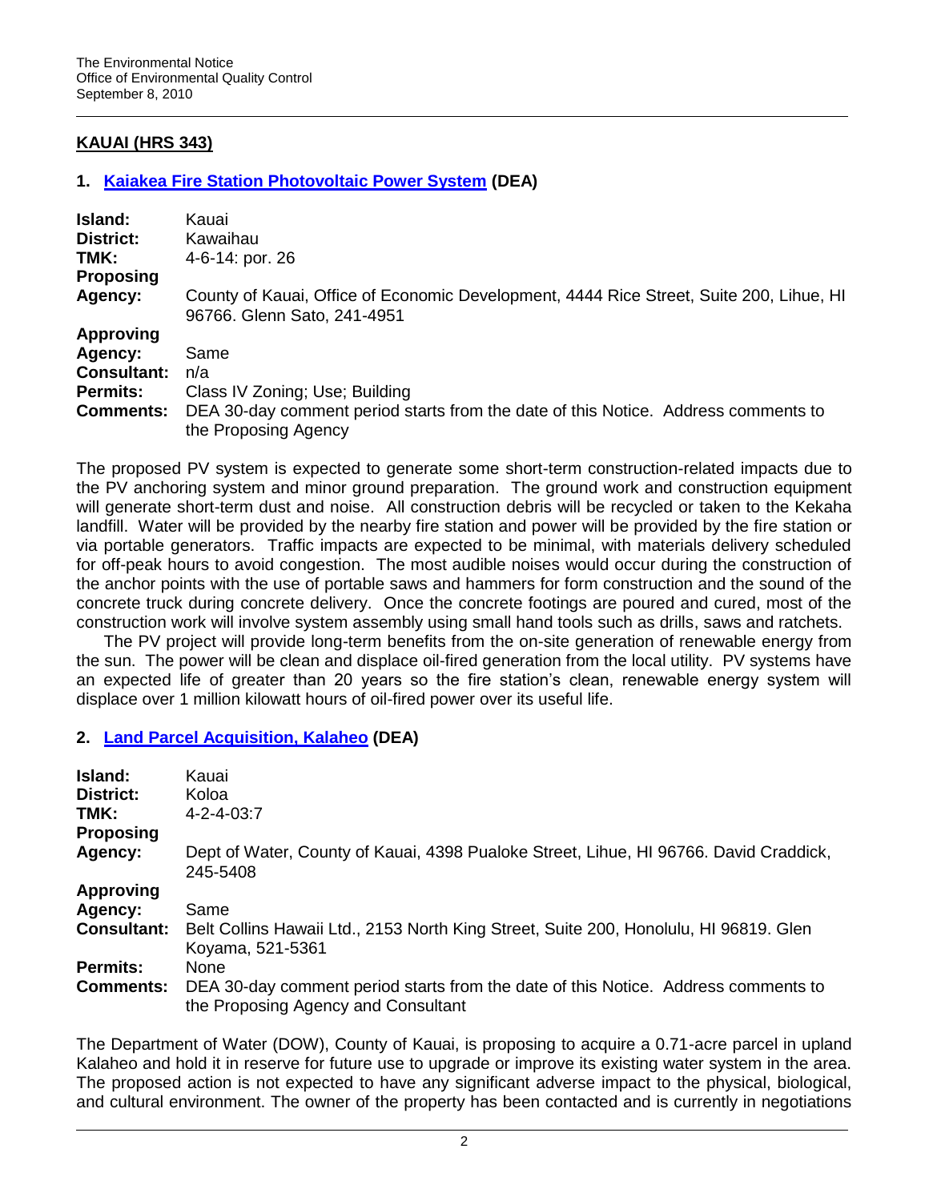## KAUAI (HRS 343)

### 1. Kaiakea Fire Station Photovoltaic Power System (DEA)

| | |
|---|---|
| **Island:** | Kauai |
| **District:** | Kawaihau |
| **TMK:** | 4-6-14: por. 26 |
| **Proposing Agency:** | County of Kauai, Office of Economic Development, 4444 Rice Street, Suite 200, Lihue, HI 96766. Glenn Sato, 241-4951 |
| **Approving Agency:** | Same |
| **Consultant:** | n/a |
| **Permits:** | Class IV Zoning; Use; Building |
| **Comments:** | DEA 30-day comment period starts from the date of this Notice. Address comments to the Proposing Agency |

The proposed PV system is expected to generate some short-term construction-related impacts due to the PV anchoring system and minor ground preparation. The ground work and construction equipment will generate short-term dust and noise. All construction debris will be recycled or taken to the Kekaha landfill. Water will be provided by the nearby fire station and power will be provided by the fire station or via portable generators. Traffic impacts are expected to be minimal, with materials delivery scheduled for off-peak hours to avoid congestion. The most audible noises would occur during the construction of the anchor points with the use of portable saws and hammers for form construction and the sound of the concrete truck during concrete delivery. Once the concrete footings are poured and cured, most of the construction work will involve system assembly using small hand tools such as drills, saws and ratchets.

The PV project will provide long-term benefits from the on-site generation of renewable energy from the sun. The power will be clean and displace oil-fired generation from the local utility. PV systems have an expected life of greater than 20 years so the fire station's clean, renewable energy system will displace over 1 million kilowatt hours of oil-fired power over its useful life.

### 2. Land Parcel Acquisition, Kalaheo (DEA)

| | |
|---|---|
| **Island:** | Kauai |
| **District:** | Koloa |
| **TMK:** | 4-2-4-03:7 |
| **Proposing Agency:** | Dept of Water, County of Kauai, 4398 Pualoke Street, Lihue, HI 96766. David Craddick, 245-5408 |
| **Approving Agency:** | Same |
| **Consultant:** | Belt Collins Hawaii Ltd., 2153 North King Street, Suite 200, Honolulu, HI 96819. Glen Koyama, 521-5361 |
| **Permits:** | None |
| **Comments:** | DEA 30-day comment period starts from the date of this Notice. Address comments to the Proposing Agency and Consultant |

The Department of Water (DOW), County of Kauai, is proposing to acquire a 0.71-acre parcel in upland Kalaheo and hold it in reserve for future use to upgrade or improve its existing water system in the area. The proposed action is not expected to have any significant adverse impact to the physical, biological, and cultural environment. The owner of the property has been contacted and is currently in negotiations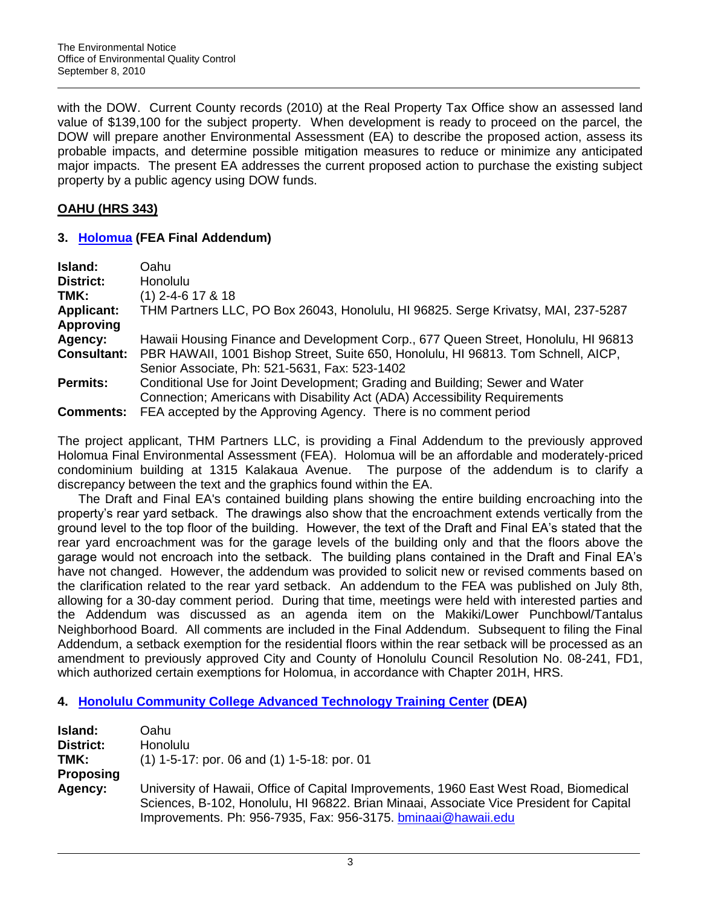with the DOW. Current County records (2010) at the Real Property Tax Office show an assessed land value of $139,100 for the subject property. When development is ready to proceed on the parcel, the DOW will prepare another Environmental Assessment (EA) to describe the proposed action, assess its probable impacts, and determine possible mitigation measures to reduce or minimize any anticipated major impacts. The present EA addresses the current proposed action to purchase the existing subject property by a public agency using DOW funds.

## OAHU (HRS 343)

### 3. Holomua (FEA Final Addendum)

| | |
|---|---|
| **Island:** | Oahu |
| **District:** | Honolulu |
| **TMK:** | (1) 2-4-6 17 & 18 |
| **Applicant:** | THM Partners LLC, PO Box 26043, Honolulu, HI 96825. Serge Krivatsy, MAI, 237-5287 |
| **Approving Agency:** | Hawaii Housing Finance and Development Corp., 677 Queen Street, Honolulu, HI 96813 |
| **Consultant:** | PBR HAWAII, 1001 Bishop Street, Suite 650, Honolulu, HI 96813. Tom Schnell, AICP, Senior Associate, Ph: 521-5631, Fax: 523-1402 |
| **Permits:** | Conditional Use for Joint Development; Grading and Building; Sewer and Water Connection; Americans with Disability Act (ADA) Accessibility Requirements |
| **Comments:** | FEA accepted by the Approving Agency. There is no comment period |

The project applicant, THM Partners LLC, is providing a Final Addendum to the previously approved Holomua Final Environmental Assessment (FEA). Holomua will be an affordable and moderately-priced condominium building at 1315 Kalakaua Avenue. The purpose of the addendum is to clarify a discrepancy between the text and the graphics found within the EA.

The Draft and Final EA's contained building plans showing the entire building encroaching into the property's rear yard setback. The drawings also show that the encroachment extends vertically from the ground level to the top floor of the building. However, the text of the Draft and Final EA's stated that the rear yard encroachment was for the garage levels of the building only and that the floors above the garage would not encroach into the setback. The building plans contained in the Draft and Final EA's have not changed. However, the addendum was provided to solicit new or revised comments based on the clarification related to the rear yard setback. An addendum to the FEA was published on July 8th, allowing for a 30-day comment period. During that time, meetings were held with interested parties and the Addendum was discussed as an agenda item on the Makiki/Lower Punchbowl/Tantalus Neighborhood Board. All comments are included in the Final Addendum. Subsequent to filing the Final Addendum, a setback exemption for the residential floors within the rear setback will be processed as an amendment to previously approved City and County of Honolulu Council Resolution No. 08-241, FD1, which authorized certain exemptions for Holomua, in accordance with Chapter 201H, HRS.

### 4. Honolulu Community College Advanced Technology Training Center (DEA)

| | |
|---|---|
| **Island:** | Oahu |
| **District:** | Honolulu |
| **TMK:** | (1) 1-5-17: por. 06 and (1) 1-5-18: por. 01 |
| **Proposing Agency:** | University of Hawaii, Office of Capital Improvements, 1960 East West Road, Biomedical Sciences, B-102, Honolulu, HI 96822. Brian Minaai, Associate Vice President for Capital Improvements. Ph: 956-7935, Fax: 956-3175. bminaai@hawaii.edu |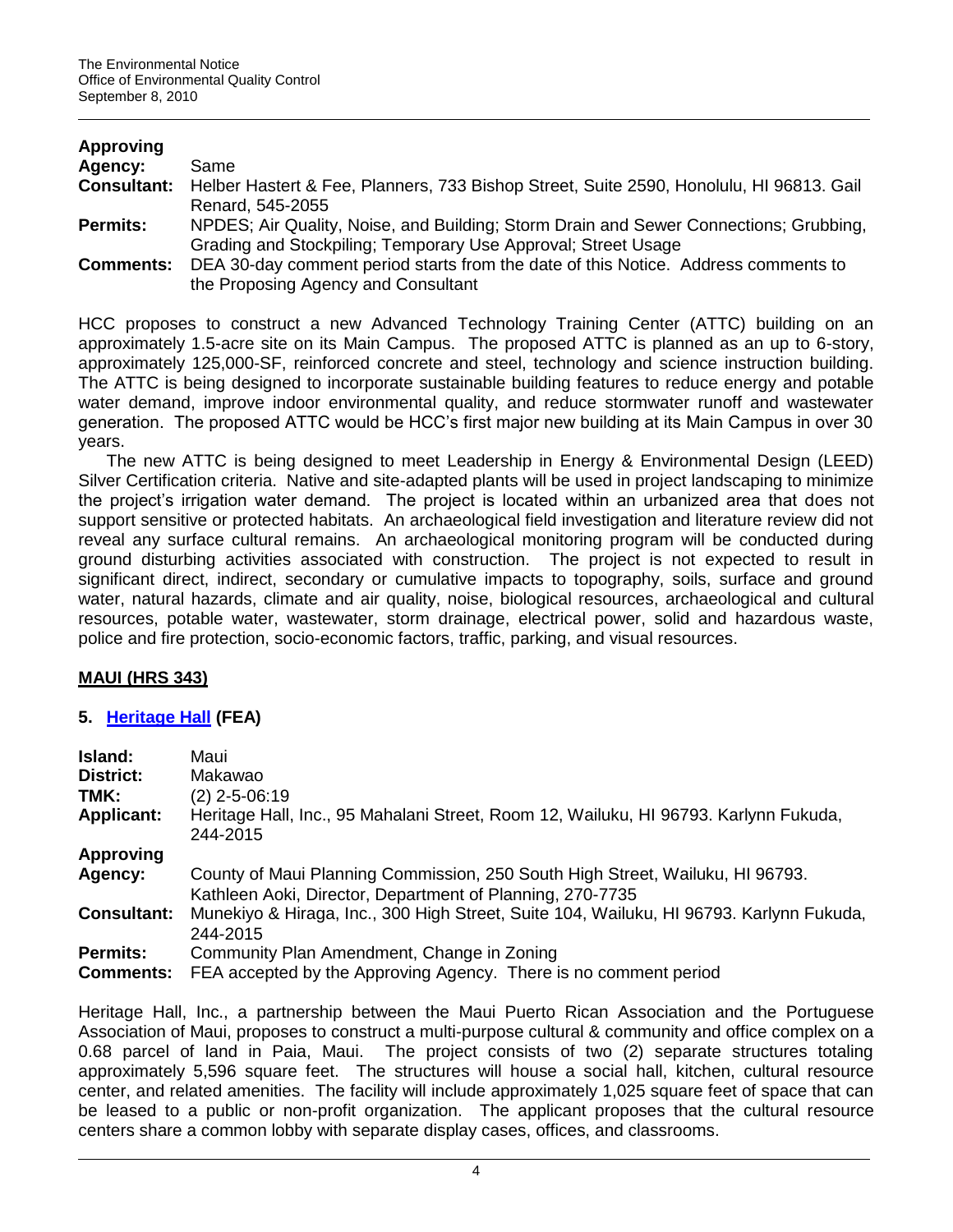**Approving Agency:** Same

**Consultant:** Helber Hastert & Fee, Planners, 733 Bishop Street, Suite 2590, Honolulu, HI 96813. Gail Renard, 545-2055

**Permits:** NPDES; Air Quality, Noise, and Building; Storm Drain and Sewer Connections; Grubbing, Grading and Stockpiling; Temporary Use Approval; Street Usage

**Comments:** DEA 30-day comment period starts from the date of this Notice. Address comments to the Proposing Agency and Consultant

HCC proposes to construct a new Advanced Technology Training Center (ATTC) building on an approximately 1.5-acre site on its Main Campus. The proposed ATTC is planned as an up to 6-story, approximately 125,000-SF, reinforced concrete and steel, technology and science instruction building. The ATTC is being designed to incorporate sustainable building features to reduce energy and potable water demand, improve indoor environmental quality, and reduce stormwater runoff and wastewater generation. The proposed ATTC would be HCC's first major new building at its Main Campus in over 30 years.

The new ATTC is being designed to meet Leadership in Energy & Environmental Design (LEED) Silver Certification criteria. Native and site-adapted plants will be used in project landscaping to minimize the project's irrigation water demand. The project is located within an urbanized area that does not support sensitive or protected habitats. An archaeological field investigation and literature review did not reveal any surface cultural remains. An archaeological monitoring program will be conducted during ground disturbing activities associated with construction. The project is not expected to result in significant direct, indirect, secondary or cumulative impacts to topography, soils, surface and ground water, natural hazards, climate and air quality, noise, biological resources, archaeological and cultural resources, potable water, wastewater, storm drainage, electrical power, solid and hazardous waste, police and fire protection, socio-economic factors, traffic, parking, and visual resources.

## MAUI (HRS 343)

### 5. Heritage Hall (FEA)

**Island:** Maui

**District:** Makawao

**TMK:** (2) 2-5-06:19

**Applicant:** Heritage Hall, Inc., 95 Mahalani Street, Room 12, Wailuku, HI 96793. Karlynn Fukuda, 244-2015

**Approving Agency:** County of Maui Planning Commission, 250 South High Street, Wailuku, HI 96793. Kathleen Aoki, Director, Department of Planning, 270-7735

**Consultant:** Munekiyo & Hiraga, Inc., 300 High Street, Suite 104, Wailuku, HI 96793. Karlynn Fukuda, 244-2015

**Permits:** Community Plan Amendment, Change in Zoning

**Comments:** FEA accepted by the Approving Agency. There is no comment period

Heritage Hall, Inc., a partnership between the Maui Puerto Rican Association and the Portuguese Association of Maui, proposes to construct a multi-purpose cultural & community and office complex on a 0.68 parcel of land in Paia, Maui. The project consists of two (2) separate structures totaling approximately 5,596 square feet. The structures will house a social hall, kitchen, cultural resource center, and related amenities. The facility will include approximately 1,025 square feet of space that can be leased to a public or non-profit organization. The applicant proposes that the cultural resource centers share a common lobby with separate display cases, offices, and classrooms.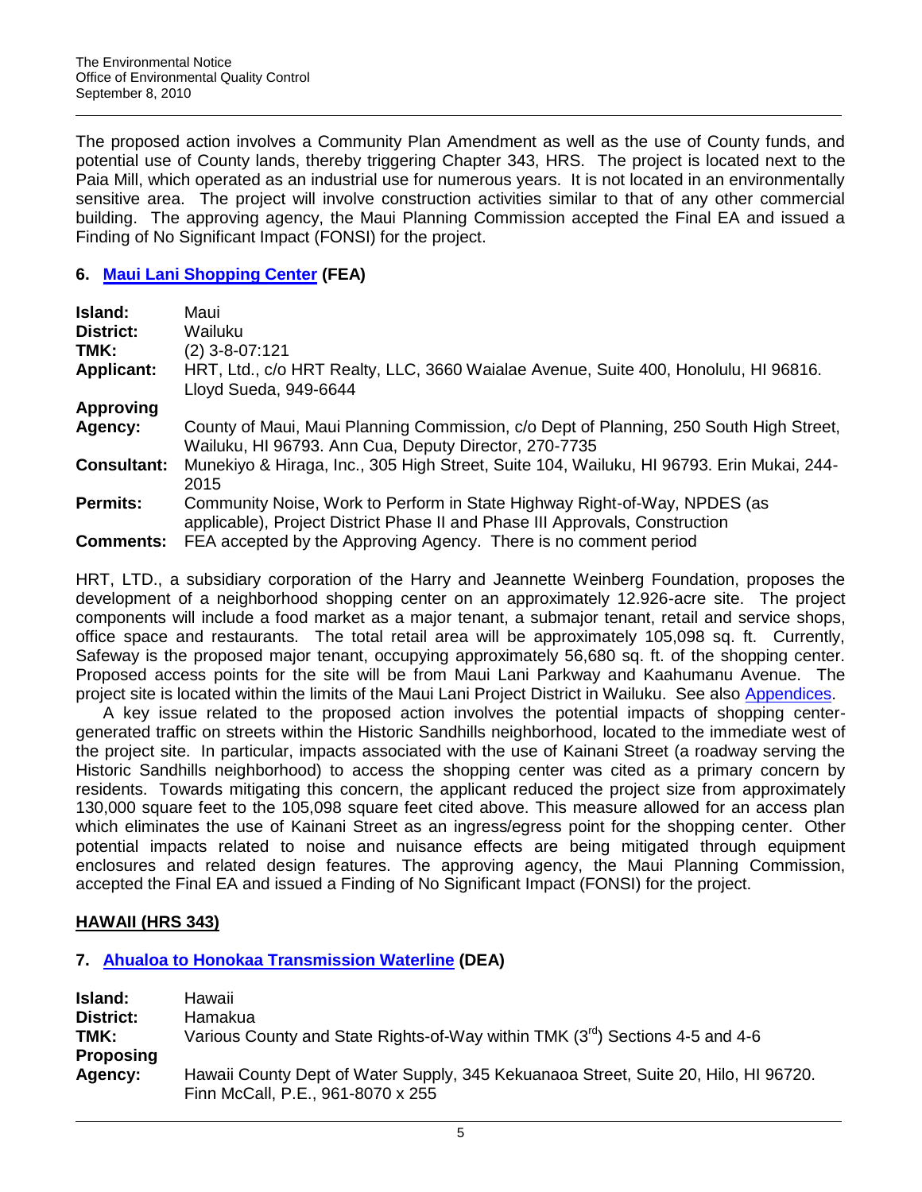The proposed action involves a Community Plan Amendment as well as the use of County funds, and potential use of County lands, thereby triggering Chapter 343, HRS. The project is located next to the Paia Mill, which operated as an industrial use for numerous years. It is not located in an environmentally sensitive area. The project will involve construction activities similar to that of any other commercial building. The approving agency, the Maui Planning Commission accepted the Final EA and issued a Finding of No Significant Impact (FONSI) for the project.

### 6. Maui Lani Shopping Center (FEA)

| | |
|---|---|
| **Island:** | Maui |
| **District:** | Wailuku |
| **TMK:** | (2) 3-8-07:121 |
| **Applicant:** | HRT, Ltd., c/o HRT Realty, LLC, 3660 Waialae Avenue, Suite 400, Honolulu, HI 96816. Lloyd Sueda, 949-6644 |
| **Approving Agency:** | County of Maui, Maui Planning Commission, c/o Dept of Planning, 250 South High Street, Wailuku, HI 96793. Ann Cua, Deputy Director, 270-7735 |
| **Consultant:** | Munekiyo & Hiraga, Inc., 305 High Street, Suite 104, Wailuku, HI 96793. Erin Mukai, 244-2015 |
| **Permits:** | Community Noise, Work to Perform in State Highway Right-of-Way, NPDES (as applicable), Project District Phase II and Phase III Approvals, Construction |
| **Comments:** | FEA accepted by the Approving Agency. There is no comment period |

HRT, LTD., a subsidiary corporation of the Harry and Jeannette Weinberg Foundation, proposes the development of a neighborhood shopping center on an approximately 12.926-acre site. The project components will include a food market as a major tenant, a submajor tenant, retail and service shops, office space and restaurants. The total retail area will be approximately 105,098 sq. ft. Currently, Safeway is the proposed major tenant, occupying approximately 56,680 sq. ft. of the shopping center. Proposed access points for the site will be from Maui Lani Parkway and Kaahumanu Avenue. The project site is located within the limits of the Maui Lani Project District in Wailuku. See also Appendices.

A key issue related to the proposed action involves the potential impacts of shopping center-generated traffic on streets within the Historic Sandhills neighborhood, located to the immediate west of the project site. In particular, impacts associated with the use of Kainani Street (a roadway serving the Historic Sandhills neighborhood) to access the shopping center was cited as a primary concern by residents. Towards mitigating this concern, the applicant reduced the project size from approximately 130,000 square feet to the 105,098 square feet cited above. This measure allowed for an access plan which eliminates the use of Kainani Street as an ingress/egress point for the shopping center. Other potential impacts related to noise and nuisance effects are being mitigated through equipment enclosures and related design features. The approving agency, the Maui Planning Commission, accepted the Final EA and issued a Finding of No Significant Impact (FONSI) for the project.

## HAWAII (HRS 343)

### 7. Ahualoa to Honokaa Transmission Waterline (DEA)

| | |
|---|---|
| **Island:** | Hawaii |
| **District:** | Hamakua |
| **TMK:** | Various County and State Rights-of-Way within TMK (3rd) Sections 4-5 and 4-6 |
| **Proposing Agency:** | Hawaii County Dept of Water Supply, 345 Kekuanaoa Street, Suite 20, Hilo, HI 96720. Finn McCall, P.E., 961-8070 x 255 |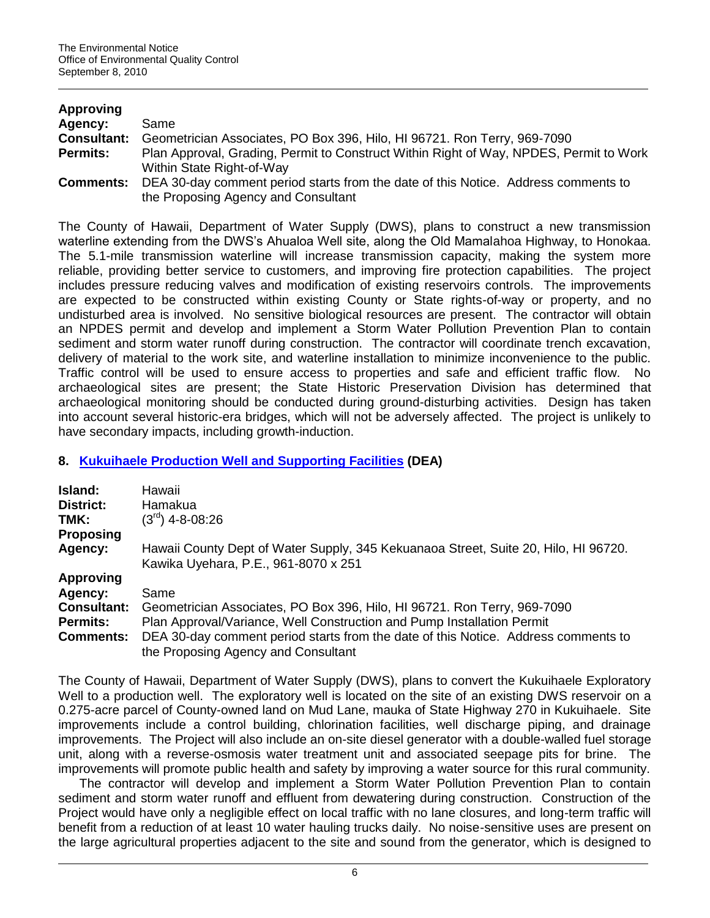**Approving Agency:** Same

**Consultant:** Geometrician Associates, PO Box 396, Hilo, HI 96721. Ron Terry, 969-7090

**Permits:** Plan Approval, Grading, Permit to Construct Within Right of Way, NPDES, Permit to Work Within State Right-of-Way

**Comments:** DEA 30-day comment period starts from the date of this Notice. Address comments to the Proposing Agency and Consultant

The County of Hawaii, Department of Water Supply (DWS), plans to construct a new transmission waterline extending from the DWS's Ahualoa Well site, along the Old Mamalahoa Highway, to Honokaa. The 5.1-mile transmission waterline will increase transmission capacity, making the system more reliable, providing better service to customers, and improving fire protection capabilities. The project includes pressure reducing valves and modification of existing reservoirs controls. The improvements are expected to be constructed within existing County or State rights-of-way or property, and no undisturbed area is involved. No sensitive biological resources are present. The contractor will obtain an NPDES permit and develop and implement a Storm Water Pollution Prevention Plan to contain sediment and storm water runoff during construction. The contractor will coordinate trench excavation, delivery of material to the work site, and waterline installation to minimize inconvenience to the public. Traffic control will be used to ensure access to properties and safe and efficient traffic flow. No archaeological sites are present; the State Historic Preservation Division has determined that archaeological monitoring should be conducted during ground-disturbing activities. Design has taken into account several historic-era bridges, which will not be adversely affected. The project is unlikely to have secondary impacts, including growth-induction.

## 8. Kukuihaele Production Well and Supporting Facilities (DEA)

**Island:** Hawaii

**District:** Hamakua

**TMK:** (3rd) 4-8-08:26

**Proposing Agency:** Hawaii County Dept of Water Supply, 345 Kekuanaoa Street, Suite 20, Hilo, HI 96720. Kawika Uyehara, P.E., 961-8070 x 251

**Approving Agency:** Same

**Consultant:** Geometrician Associates, PO Box 396, Hilo, HI 96721. Ron Terry, 969-7090

**Permits:** Plan Approval/Variance, Well Construction and Pump Installation Permit

**Comments:** DEA 30-day comment period starts from the date of this Notice. Address comments to the Proposing Agency and Consultant

The County of Hawaii, Department of Water Supply (DWS), plans to convert the Kukuihaele Exploratory Well to a production well. The exploratory well is located on the site of an existing DWS reservoir on a 0.275-acre parcel of County-owned land on Mud Lane, mauka of State Highway 270 in Kukuihaele. Site improvements include a control building, chlorination facilities, well discharge piping, and drainage improvements. The Project will also include an on-site diesel generator with a double-walled fuel storage unit, along with a reverse-osmosis water treatment unit and associated seepage pits for brine. The improvements will promote public health and safety by improving a water source for this rural community.

The contractor will develop and implement a Storm Water Pollution Prevention Plan to contain sediment and storm water runoff and effluent from dewatering during construction. Construction of the Project would have only a negligible effect on local traffic with no lane closures, and long-term traffic will benefit from a reduction of at least 10 water hauling trucks daily. No noise-sensitive uses are present on the large agricultural properties adjacent to the site and sound from the generator, which is designed to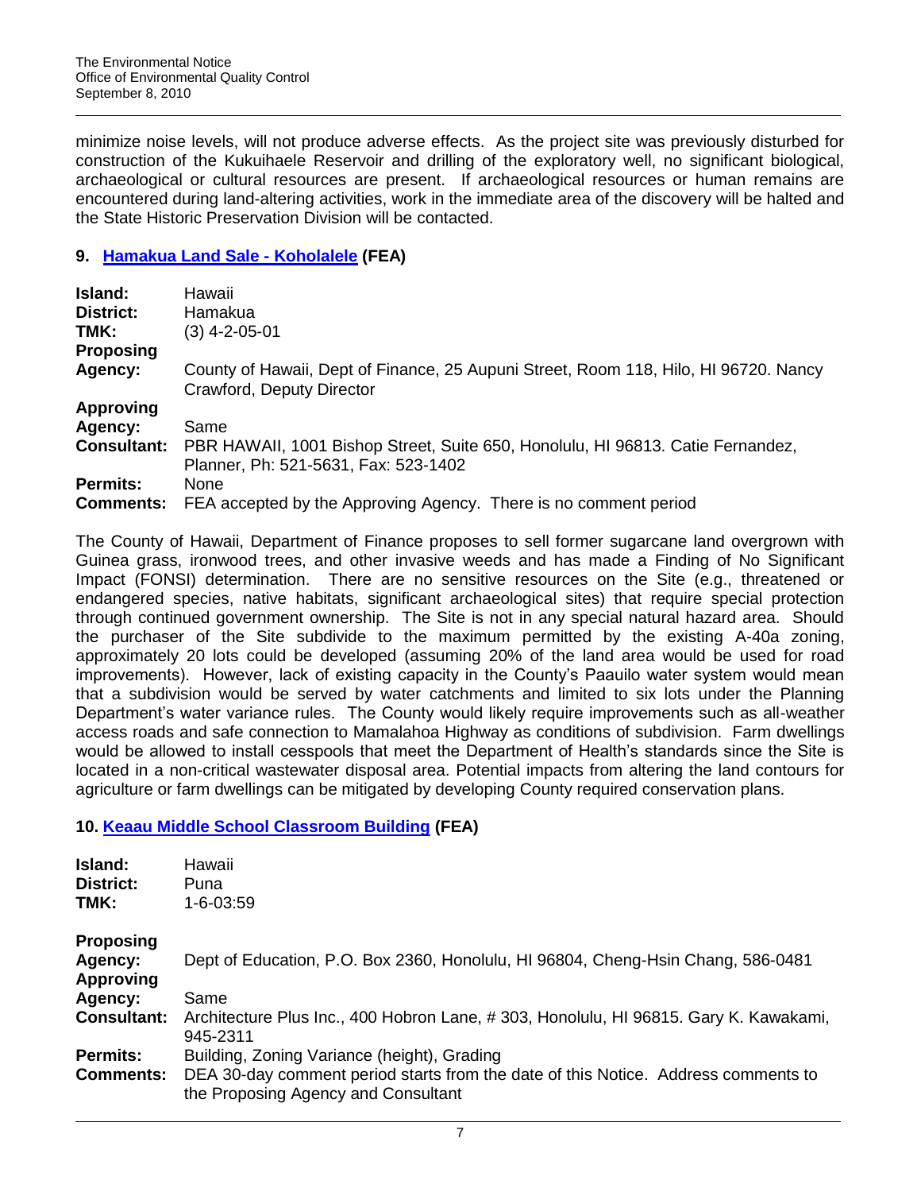minimize noise levels, will not produce adverse effects. As the project site was previously disturbed for construction of the Kukuihaele Reservoir and drilling of the exploratory well, no significant biological, archaeological or cultural resources are present. If archaeological resources or human remains are encountered during land-altering activities, work in the immediate area of the discovery will be halted and the State Historic Preservation Division will be contacted.

## 9. Hamakua Land Sale - Koholalele (FEA)

| | |
|---|---|
| **Island:** | Hawaii |
| **District:** | Hamakua |
| **TMK:** | (3) 4-2-05-01 |
| **Proposing Agency:** | County of Hawaii, Dept of Finance, 25 Aupuni Street, Room 118, Hilo, HI 96720. Nancy Crawford, Deputy Director |
| **Approving Agency:** | Same |
| **Consultant:** | PBR HAWAII, 1001 Bishop Street, Suite 650, Honolulu, HI 96813. Catie Fernandez, Planner, Ph: 521-5631, Fax: 523-1402 |
| **Permits:** | None |
| **Comments:** | FEA accepted by the Approving Agency. There is no comment period |

The County of Hawaii, Department of Finance proposes to sell former sugarcane land overgrown with Guinea grass, ironwood trees, and other invasive weeds and has made a Finding of No Significant Impact (FONSI) determination. There are no sensitive resources on the Site (e.g., threatened or endangered species, native habitats, significant archaeological sites) that require special protection through continued government ownership. The Site is not in any special natural hazard area. Should the purchaser of the Site subdivide to the maximum permitted by the existing A-40a zoning, approximately 20 lots could be developed (assuming 20% of the land area would be used for road improvements). However, lack of existing capacity in the County's Paauilo water system would mean that a subdivision would be served by water catchments and limited to six lots under the Planning Department's water variance rules. The County would likely require improvements such as all-weather access roads and safe connection to Mamalahoa Highway as conditions of subdivision. Farm dwellings would be allowed to install cesspools that meet the Department of Health's standards since the Site is located in a non-critical wastewater disposal area. Potential impacts from altering the land contours for agriculture or farm dwellings can be mitigated by developing County required conservation plans.

## 10. Keaau Middle School Classroom Building (FEA)

| | |
|---|---|
| **Island:** | Hawaii |
| **District:** | Puna |
| **TMK:** | 1-6-03:59 |
| **Proposing Agency:** | Dept of Education, P.O. Box 2360, Honolulu, HI 96804, Cheng-Hsin Chang, 586-0481 |
| **Approving Agency:** | Same |
| **Consultant:** | Architecture Plus Inc., 400 Hobron Lane, # 303, Honolulu, HI 96815. Gary K. Kawakami, 945-2311 |
| **Permits:** | Building, Zoning Variance (height), Grading |
| **Comments:** | DEA 30-day comment period starts from the date of this Notice. Address comments to the Proposing Agency and Consultant |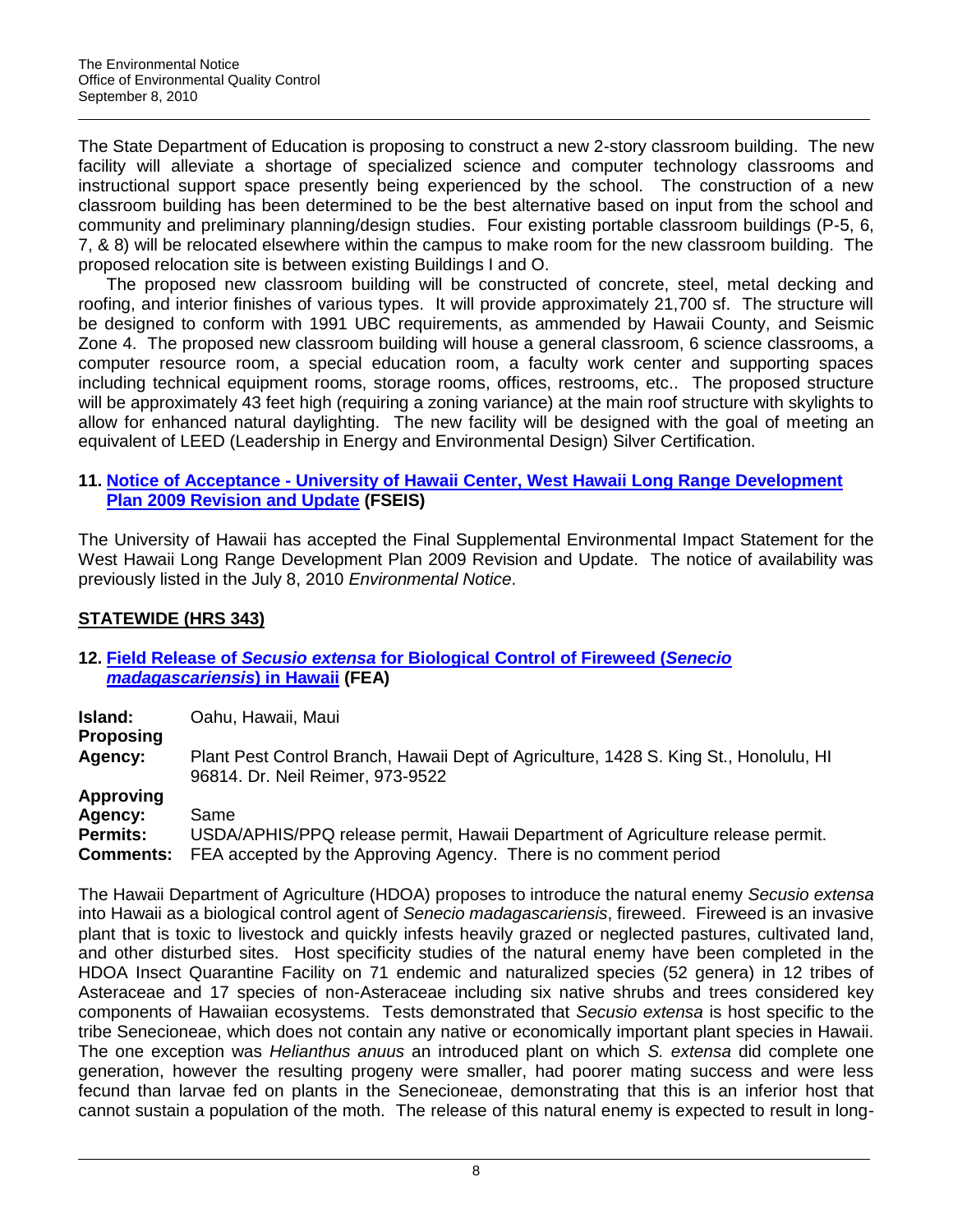The State Department of Education is proposing to construct a new 2-story classroom building. The new facility will alleviate a shortage of specialized science and computer technology classrooms and instructional support space presently being experienced by the school. The construction of a new classroom building has been determined to be the best alternative based on input from the school and community and preliminary planning/design studies. Four existing portable classroom buildings (P-5, 6, 7, & 8) will be relocated elsewhere within the campus to make room for the new classroom building. The proposed relocation site is between existing Buildings I and O.

The proposed new classroom building will be constructed of concrete, steel, metal decking and roofing, and interior finishes of various types. It will provide approximately 21,700 sf. The structure will be designed to conform with 1991 UBC requirements, as ammended by Hawaii County, and Seismic Zone 4. The proposed new classroom building will house a general classroom, 6 science classrooms, a computer resource room, a special education room, a faculty work center and supporting spaces including technical equipment rooms, storage rooms, offices, restrooms, etc.. The proposed structure will be approximately 43 feet high (requiring a zoning variance) at the main roof structure with skylights to allow for enhanced natural daylighting. The new facility will be designed with the goal of meeting an equivalent of LEED (Leadership in Energy and Environmental Design) Silver Certification.

### 11. Notice of Acceptance - University of Hawaii Center, West Hawaii Long Range Development Plan 2009 Revision and Update (FSEIS)

The University of Hawaii has accepted the Final Supplemental Environmental Impact Statement for the West Hawaii Long Range Development Plan 2009 Revision and Update. The notice of availability was previously listed in the July 8, 2010 *Environmental Notice*.

## STATEWIDE (HRS 343)

### 12. Field Release of *Secusio extensa* for Biological Control of Fireweed (*Senecio madagascariensis*) in Hawaii (FEA)

**Island:** Oahu, Hawaii, Maui
**Proposing Agency:** Plant Pest Control Branch, Hawaii Dept of Agriculture, 1428 S. King St., Honolulu, HI 96814. Dr. Neil Reimer, 973-9522
**Approving Agency:** Same
**Permits:** USDA/APHIS/PPQ release permit, Hawaii Department of Agriculture release permit.
**Comments:** FEA accepted by the Approving Agency. There is no comment period

The Hawaii Department of Agriculture (HDOA) proposes to introduce the natural enemy *Secusio extensa* into Hawaii as a biological control agent of *Senecio madagascariensis*, fireweed. Fireweed is an invasive plant that is toxic to livestock and quickly infests heavily grazed or neglected pastures, cultivated land, and other disturbed sites. Host specificity studies of the natural enemy have been completed in the HDOA Insect Quarantine Facility on 71 endemic and naturalized species (52 genera) in 12 tribes of Asteraceae and 17 species of non-Asteraceae including six native shrubs and trees considered key components of Hawaiian ecosystems. Tests demonstrated that *Secusio extensa* is host specific to the tribe Senecioneae, which does not contain any native or economically important plant species in Hawaii. The one exception was *Helianthus anuus* an introduced plant on which *S. extensa* did complete one generation, however the resulting progeny were smaller, had poorer mating success and were less fecund than larvae fed on plants in the Senecioneae, demonstrating that this is an inferior host that cannot sustain a population of the moth. The release of this natural enemy is expected to result in long-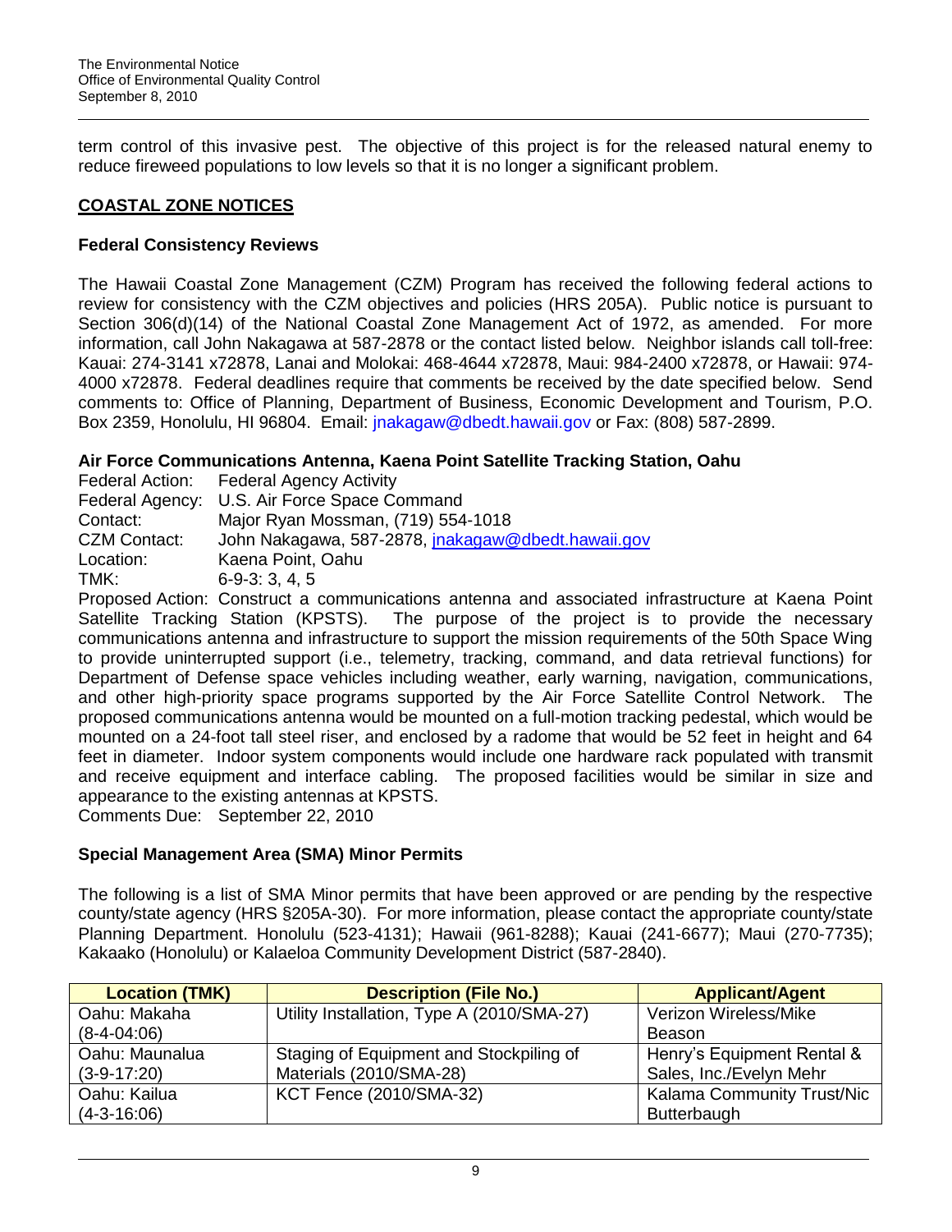term control of this invasive pest. The objective of this project is for the released natural enemy to reduce fireweed populations to low levels so that it is no longer a significant problem.

## COASTAL ZONE NOTICES

### Federal Consistency Reviews

The Hawaii Coastal Zone Management (CZM) Program has received the following federal actions to review for consistency with the CZM objectives and policies (HRS 205A). Public notice is pursuant to Section 306(d)(14) of the National Coastal Zone Management Act of 1972, as amended. For more information, call John Nakagawa at 587-2878 or the contact listed below. Neighbor islands call toll-free: Kauai: 274-3141 x72878, Lanai and Molokai: 468-4644 x72878, Maui: 984-2400 x72878, or Hawaii: 974-4000 x72878. Federal deadlines require that comments be received by the date specified below. Send comments to: Office of Planning, Department of Business, Economic Development and Tourism, P.O. Box 2359, Honolulu, HI 96804. Email: jnakagaw@dbedt.hawaii.gov or Fax: (808) 587-2899.

**Air Force Communications Antenna, Kaena Point Satellite Tracking Station, Oahu**

Federal Action: Federal Agency Activity
Federal Agency: U.S. Air Force Space Command
Contact: Major Ryan Mossman, (719) 554-1018
CZM Contact: John Nakagawa, 587-2878, jnakagaw@dbedt.hawaii.gov
Location: Kaena Point, Oahu
TMK: 6-9-3: 3, 4, 5

Proposed Action: Construct a communications antenna and associated infrastructure at Kaena Point Satellite Tracking Station (KPSTS). The purpose of the project is to provide the necessary communications antenna and infrastructure to support the mission requirements of the 50th Space Wing to provide uninterrupted support (i.e., telemetry, tracking, command, and data retrieval functions) for Department of Defense space vehicles including weather, early warning, navigation, communications, and other high-priority space programs supported by the Air Force Satellite Control Network. The proposed communications antenna would be mounted on a full-motion tracking pedestal, which would be mounted on a 24-foot tall steel riser, and enclosed by a radome that would be 52 feet in height and 64 feet in diameter. Indoor system components would include one hardware rack populated with transmit and receive equipment and interface cabling. The proposed facilities would be similar in size and appearance to the existing antennas at KPSTS.

Comments Due: September 22, 2010

### Special Management Area (SMA) Minor Permits

The following is a list of SMA Minor permits that have been approved or are pending by the respective county/state agency (HRS §205A-30). For more information, please contact the appropriate county/state Planning Department. Honolulu (523-4131); Hawaii (961-8288); Kauai (241-6677); Maui (270-7735); Kakaako (Honolulu) or Kalaeloa Community Development District (587-2840).

| Location (TMK) | Description (File No.) | Applicant/Agent |
|---|---|---|
| Oahu: Makaha (8-4-04:06) | Utility Installation, Type A (2010/SMA-27) | Verizon Wireless/Mike Beason |
| Oahu: Maunalua (3-9-17:20) | Staging of Equipment and Stockpiling of Materials (2010/SMA-28) | Henry's Equipment Rental & Sales, Inc./Evelyn Mehr |
| Oahu: Kailua (4-3-16:06) | KCT Fence (2010/SMA-32) | Kalama Community Trust/Nic Butterbaugh |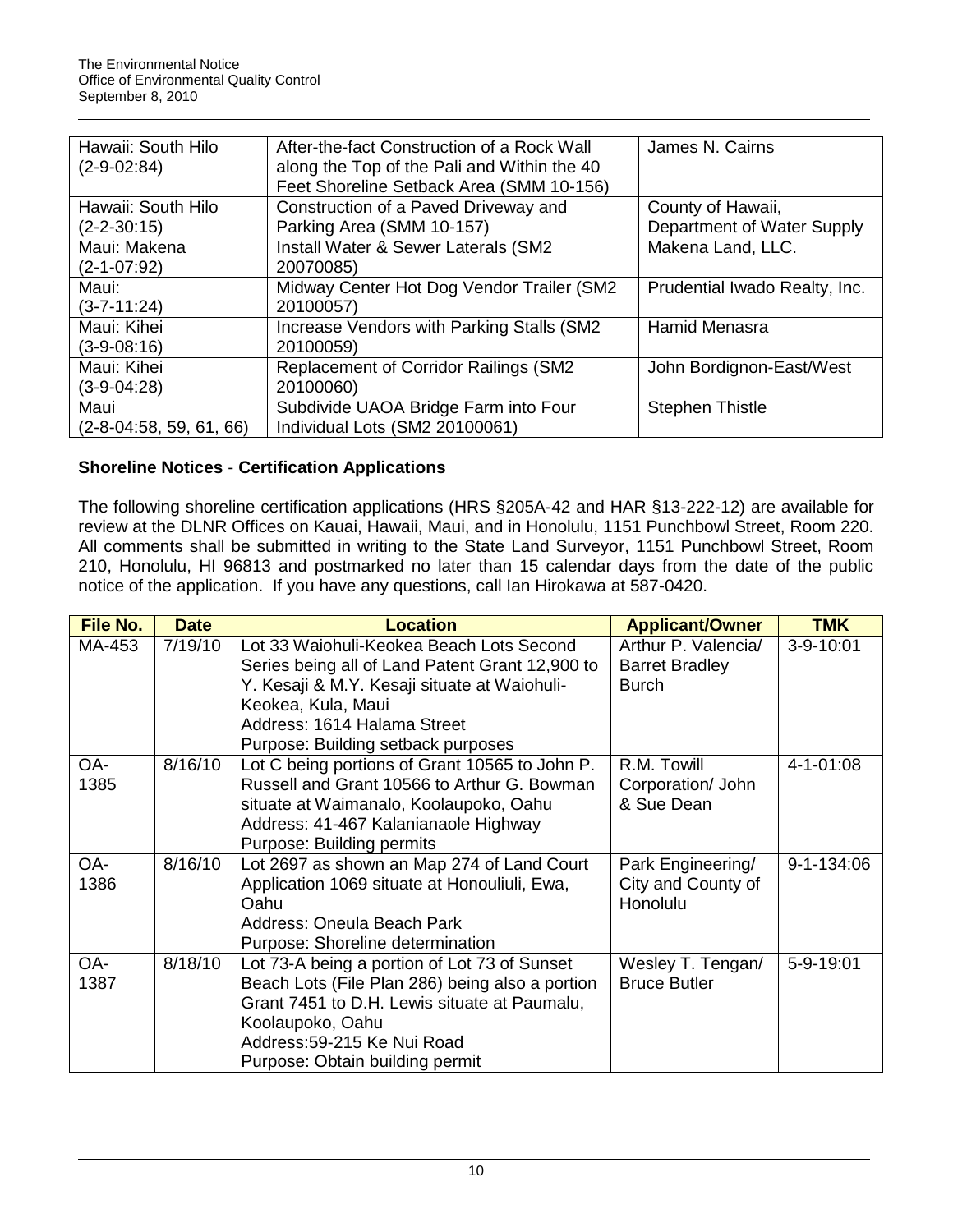| | | |
|---|---|---|
| Hawaii: South Hilo (2-9-02:84) | After-the-fact Construction of a Rock Wall along the Top of the Pali and Within the 40 Feet Shoreline Setback Area (SMM 10-156) | James N. Cairns |
| Hawaii: South Hilo (2-2-30:15) | Construction of a Paved Driveway and Parking Area (SMM 10-157) | County of Hawaii, Department of Water Supply |
| Maui: Makena (2-1-07:92) | Install Water & Sewer Laterals (SM2 20070085) | Makena Land, LLC. |
| Maui: (3-7-11:24) | Midway Center Hot Dog Vendor Trailer (SM2 20100057) | Prudential Iwado Realty, Inc. |
| Maui: Kihei (3-9-08:16) | Increase Vendors with Parking Stalls (SM2 20100059) | Hamid Menasra |
| Maui: Kihei (3-9-04:28) | Replacement of Corridor Railings (SM2 20100060) | John Bordignon-East/West |
| Maui (2-8-04:58, 59, 61, 66) | Subdivide UAOA Bridge Farm into Four Individual Lots (SM2 20100061) | Stephen Thistle |

### Shoreline Notices - Certification Applications

The following shoreline certification applications (HRS §205A-42 and HAR §13-222-12) are available for review at the DLNR Offices on Kauai, Hawaii, Maui, and in Honolulu, 1151 Punchbowl Street, Room 220. All comments shall be submitted in writing to the State Land Surveyor, 1151 Punchbowl Street, Room 210, Honolulu, HI 96813 and postmarked no later than 15 calendar days from the date of the public notice of the application. If you have any questions, call Ian Hirokawa at 587-0420.

| File No. | Date | Location | Applicant/Owner | TMK |
|---|---|---|---|---|
| MA-453 | 7/19/10 | Lot 33 Waiohuli-Keokea Beach Lots Second Series being all of Land Patent Grant 12,900 to Y. Kesaji & M.Y. Kesaji situate at Waiohuli-Keokea, Kula, Maui<br>Address: 1614 Halama Street<br>Purpose: Building setback purposes | Arthur P. Valencia/ Barret Bradley Burch | 3-9-10:01 |
| OA-1385 | 8/16/10 | Lot C being portions of Grant 10565 to John P. Russell and Grant 10566 to Arthur G. Bowman situate at Waimanalo, Koolaupoko, Oahu<br>Address: 41-467 Kalanianaole Highway<br>Purpose: Building permits | R.M. Towill Corporation/ John & Sue Dean | 4-1-01:08 |
| OA-1386 | 8/16/10 | Lot 2697 as shown an Map 274 of Land Court Application 1069 situate at Honouliuli, Ewa, Oahu<br>Address: Oneula Beach Park<br>Purpose: Shoreline determination | Park Engineering/ City and County of Honolulu | 9-1-134:06 |
| OA-1387 | 8/18/10 | Lot 73-A being a portion of Lot 73 of Sunset Beach Lots (File Plan 286) being also a portion Grant 7451 to D.H. Lewis situate at Paumalu, Koolaupoko, Oahu<br>Address:59-215 Ke Nui Road<br>Purpose: Obtain building permit | Wesley T. Tengan/ Bruce Butler | 5-9-19:01 |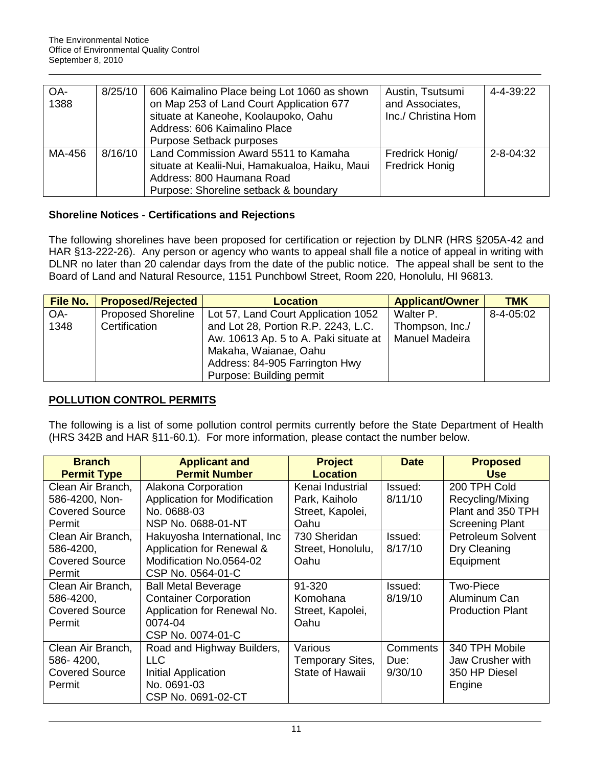| OA-1388 | 8/25/10 | 606 Kaimalino Place being Lot 1060 as shown on Map 253 of Land Court Application 677 situate at Kaneohe, Koolaupoko, Oahu<br>Address: 606 Kaimalino Place<br>Purpose Setback purposes | Austin, Tsutsumi and Associates, Inc./ Christina Hom | 4-4-39:22 |
|---|---|---|---|---|
| MA-456 | 8/16/10 | Land Commission Award 5511 to Kamaha situate at Kealii-Nui, Hamakualoa, Haiku, Maui<br>Address: 800 Haumana Road<br>Purpose: Shoreline setback & boundary | Fredrick Honig/ Fredrick Honig | 2-8-04:32 |

### Shoreline Notices - Certifications and Rejections

The following shorelines have been proposed for certification or rejection by DLNR (HRS §205A-42 and HAR §13-222-26). Any person or agency who wants to appeal shall file a notice of appeal in writing with DLNR no later than 20 calendar days from the date of the public notice. The appeal shall be sent to the Board of Land and Natural Resource, 1151 Punchbowl Street, Room 220, Honolulu, HI 96813.

| File No. | Proposed/Rejected | Location | Applicant/Owner | TMK |
|---|---|---|---|---|
| OA-1348 | Proposed Shoreline Certification | Lot 57, Land Court Application 1052 and Lot 28, Portion R.P. 2243, L.C. Aw. 10613 Ap. 5 to A. Paki situate at Makaha, Waianae, Oahu<br>Address: 84-905 Farrington Hwy<br>Purpose: Building permit | Walter P. Thompson, Inc./ Manuel Madeira | 8-4-05:02 |

## POLLUTION CONTROL PERMITS

The following is a list of some pollution control permits currently before the State Department of Health (HRS 342B and HAR §11-60.1). For more information, please contact the number below.

| Branch Permit Type | Applicant and Permit Number | Project Location | Date | Proposed Use |
|---|---|---|---|---|
| Clean Air Branch, 586-4200, Non-Covered Source Permit | Alakona Corporation<br>Application for Modification No. 0688-03<br>NSP No. 0688-01-NT | Kenai Industrial Park, Kaiholo Street, Kapolei, Oahu | Issued: 8/11/10 | 200 TPH Cold Recycling/Mixing Plant and 350 TPH Screening Plant |
| Clean Air Branch, 586-4200, Covered Source Permit | Hakuyosha International, Inc<br>Application for Renewal & Modification No.0564-02<br>CSP No. 0564-01-C | 730 Sheridan Street, Honolulu, Oahu | Issued: 8/17/10 | Petroleum Solvent Dry Cleaning Equipment |
| Clean Air Branch, 586-4200, Covered Source Permit | Ball Metal Beverage Container Corporation<br>Application for Renewal No. 0074-04<br>CSP No. 0074-01-C | 91-320 Komohana Street, Kapolei, Oahu | Issued: 8/19/10 | Two-Piece Aluminum Can Production Plant |
| Clean Air Branch, 586- 4200, Covered Source Permit | Road and Highway Builders, LLC<br>Initial Application No. 0691-03<br>CSP No. 0691-02-CT | Various Temporary Sites, State of Hawaii | Comments Due: 9/30/10 | 340 TPH Mobile Jaw Crusher with 350 HP Diesel Engine |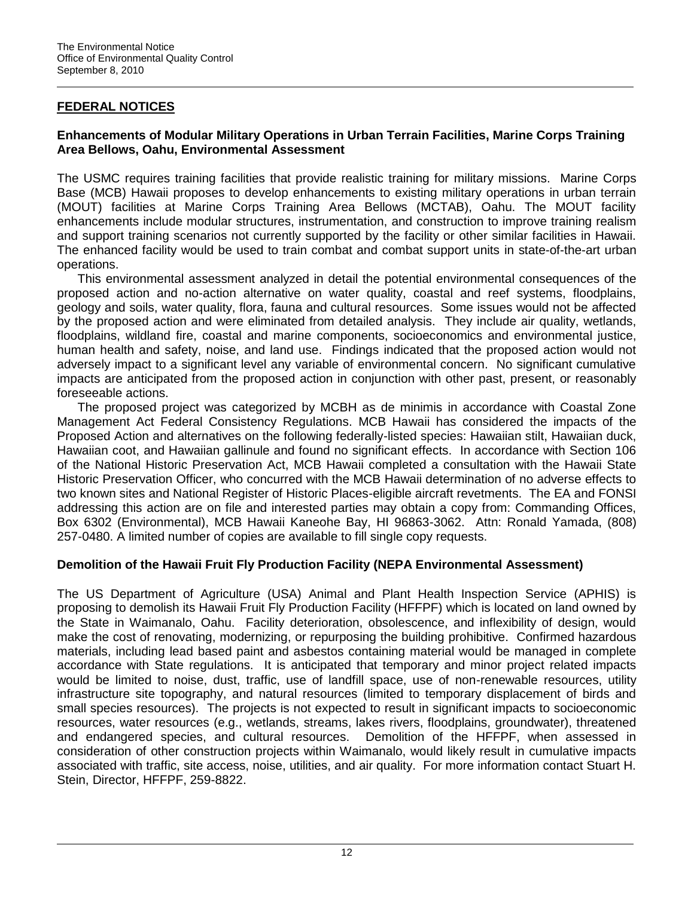## FEDERAL NOTICES

### Enhancements of Modular Military Operations in Urban Terrain Facilities, Marine Corps Training Area Bellows, Oahu, Environmental Assessment

The USMC requires training facilities that provide realistic training for military missions. Marine Corps Base (MCB) Hawaii proposes to develop enhancements to existing military operations in urban terrain (MOUT) facilities at Marine Corps Training Area Bellows (MCTAB), Oahu. The MOUT facility enhancements include modular structures, instrumentation, and construction to improve training realism and support training scenarios not currently supported by the facility or other similar facilities in Hawaii. The enhanced facility would be used to train combat and combat support units in state-of-the-art urban operations.

This environmental assessment analyzed in detail the potential environmental consequences of the proposed action and no-action alternative on water quality, coastal and reef systems, floodplains, geology and soils, water quality, flora, fauna and cultural resources. Some issues would not be affected by the proposed action and were eliminated from detailed analysis. They include air quality, wetlands, floodplains, wildland fire, coastal and marine components, socioeconomics and environmental justice, human health and safety, noise, and land use. Findings indicated that the proposed action would not adversely impact to a significant level any variable of environmental concern. No significant cumulative impacts are anticipated from the proposed action in conjunction with other past, present, or reasonably foreseeable actions.

The proposed project was categorized by MCBH as de minimis in accordance with Coastal Zone Management Act Federal Consistency Regulations. MCB Hawaii has considered the impacts of the Proposed Action and alternatives on the following federally-listed species: Hawaiian stilt, Hawaiian duck, Hawaiian coot, and Hawaiian gallinule and found no significant effects. In accordance with Section 106 of the National Historic Preservation Act, MCB Hawaii completed a consultation with the Hawaii State Historic Preservation Officer, who concurred with the MCB Hawaii determination of no adverse effects to two known sites and National Register of Historic Places-eligible aircraft revetments. The EA and FONSI addressing this action are on file and interested parties may obtain a copy from: Commanding Offices, Box 6302 (Environmental), MCB Hawaii Kaneohe Bay, HI 96863-3062. Attn: Ronald Yamada, (808) 257-0480. A limited number of copies are available to fill single copy requests.

### Demolition of the Hawaii Fruit Fly Production Facility (NEPA Environmental Assessment)

The US Department of Agriculture (USA) Animal and Plant Health Inspection Service (APHIS) is proposing to demolish its Hawaii Fruit Fly Production Facility (HFFPF) which is located on land owned by the State in Waimanalo, Oahu. Facility deterioration, obsolescence, and inflexibility of design, would make the cost of renovating, modernizing, or repurposing the building prohibitive. Confirmed hazardous materials, including lead based paint and asbestos containing material would be managed in complete accordance with State regulations. It is anticipated that temporary and minor project related impacts would be limited to noise, dust, traffic, use of landfill space, use of non-renewable resources, utility infrastructure site topography, and natural resources (limited to temporary displacement of birds and small species resources). The projects is not expected to result in significant impacts to socioeconomic resources, water resources (e.g., wetlands, streams, lakes rivers, floodplains, groundwater), threatened and endangered species, and cultural resources. Demolition of the HFFPF, when assessed in consideration of other construction projects within Waimanalo, would likely result in cumulative impacts associated with traffic, site access, noise, utilities, and air quality. For more information contact Stuart H. Stein, Director, HFFPF, 259-8822.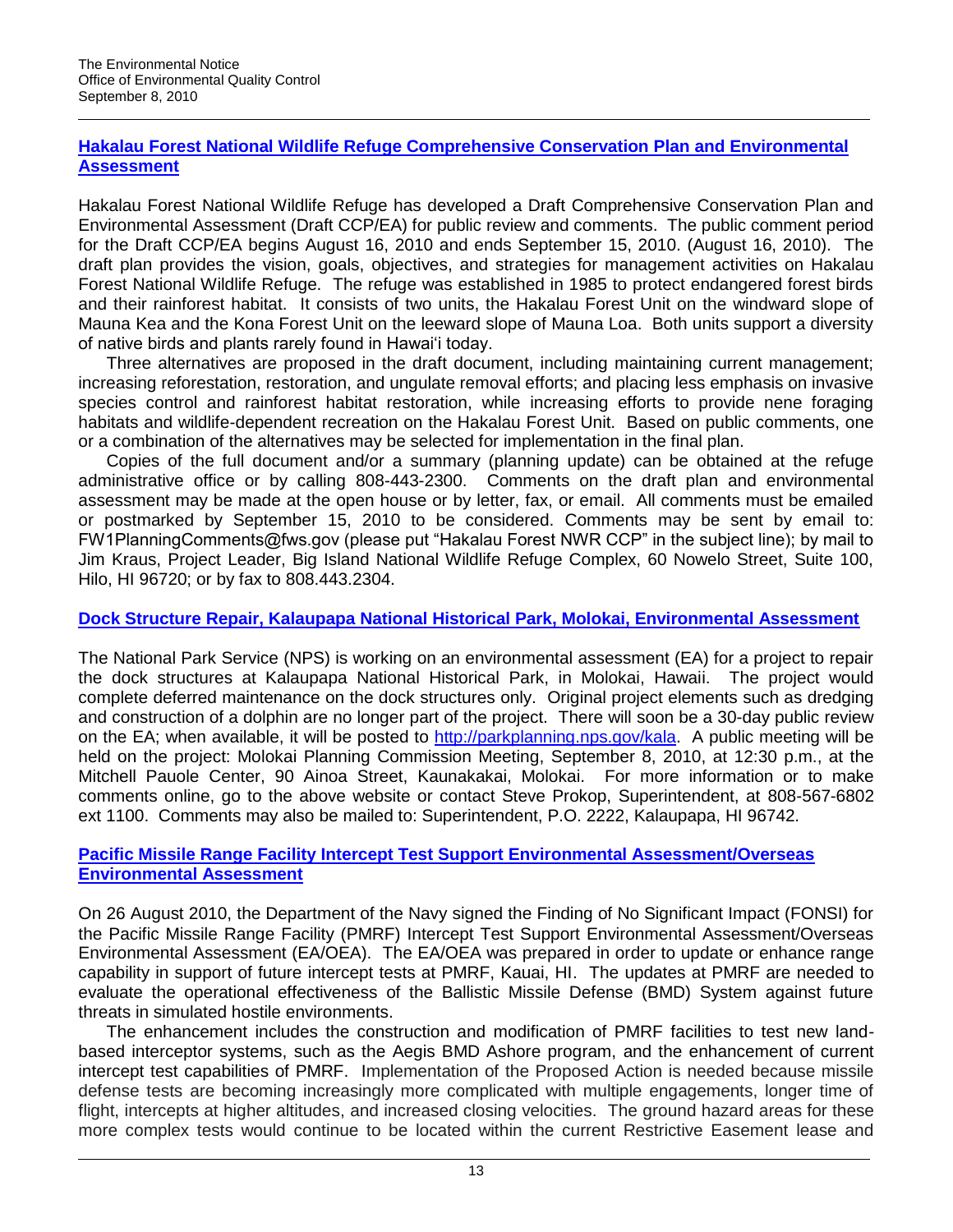## [Hakalau Forest National Wildlife Refuge Comprehensive Conservation Plan and Environmental Assessment]()

Hakalau Forest National Wildlife Refuge has developed a Draft Comprehensive Conservation Plan and Environmental Assessment (Draft CCP/EA) for public review and comments. The public comment period for the Draft CCP/EA begins August 16, 2010 and ends September 15, 2010. (August 16, 2010). The draft plan provides the vision, goals, objectives, and strategies for management activities on Hakalau Forest National Wildlife Refuge. The refuge was established in 1985 to protect endangered forest birds and their rainforest habitat. It consists of two units, the Hakalau Forest Unit on the windward slope of Mauna Kea and the Kona Forest Unit on the leeward slope of Mauna Loa. Both units support a diversity of native birds and plants rarely found in Hawai'i today.

Three alternatives are proposed in the draft document, including maintaining current management; increasing reforestation, restoration, and ungulate removal efforts; and placing less emphasis on invasive species control and rainforest habitat restoration, while increasing efforts to provide nene foraging habitats and wildlife-dependent recreation on the Hakalau Forest Unit. Based on public comments, one or a combination of the alternatives may be selected for implementation in the final plan.

Copies of the full document and/or a summary (planning update) can be obtained at the refuge administrative office or by calling 808-443-2300. Comments on the draft plan and environmental assessment may be made at the open house or by letter, fax, or email. All comments must be emailed or postmarked by September 15, 2010 to be considered. Comments may be sent by email to: FW1PlanningComments@fws.gov (please put "Hakalau Forest NWR CCP" in the subject line); by mail to Jim Kraus, Project Leader, Big Island National Wildlife Refuge Complex, 60 Nowelo Street, Suite 100, Hilo, HI 96720; or by fax to 808.443.2304.

## [Dock Structure Repair, Kalaupapa National Historical Park, Molokai, Environmental Assessment]()

The National Park Service (NPS) is working on an environmental assessment (EA) for a project to repair the dock structures at Kalaupapa National Historical Park, in Molokai, Hawaii. The project would complete deferred maintenance on the dock structures only. Original project elements such as dredging and construction of a dolphin are no longer part of the project. There will soon be a 30-day public review on the EA; when available, it will be posted to [http://parkplanning.nps.gov/kala](http://parkplanning.nps.gov/kala). A public meeting will be held on the project: Molokai Planning Commission Meeting, September 8, 2010, at 12:30 p.m., at the Mitchell Pauole Center, 90 Ainoa Street, Kaunakakai, Molokai. For more information or to make comments online, go to the above website or contact Steve Prokop, Superintendent, at 808-567-6802 ext 1100. Comments may also be mailed to: Superintendent, P.O. 2222, Kalaupapa, HI 96742.

## [Pacific Missile Range Facility Intercept Test Support Environmental Assessment/Overseas Environmental Assessment]()

On 26 August 2010, the Department of the Navy signed the Finding of No Significant Impact (FONSI) for the Pacific Missile Range Facility (PMRF) Intercept Test Support Environmental Assessment/Overseas Environmental Assessment (EA/OEA). The EA/OEA was prepared in order to update or enhance range capability in support of future intercept tests at PMRF, Kauai, HI. The updates at PMRF are needed to evaluate the operational effectiveness of the Ballistic Missile Defense (BMD) System against future threats in simulated hostile environments.

The enhancement includes the construction and modification of PMRF facilities to test new land-based interceptor systems, such as the Aegis BMD Ashore program, and the enhancement of current intercept test capabilities of PMRF. Implementation of the Proposed Action is needed because missile defense tests are becoming increasingly more complicated with multiple engagements, longer time of flight, intercepts at higher altitudes, and increased closing velocities. The ground hazard areas for these more complex tests would continue to be located within the current Restrictive Easement lease and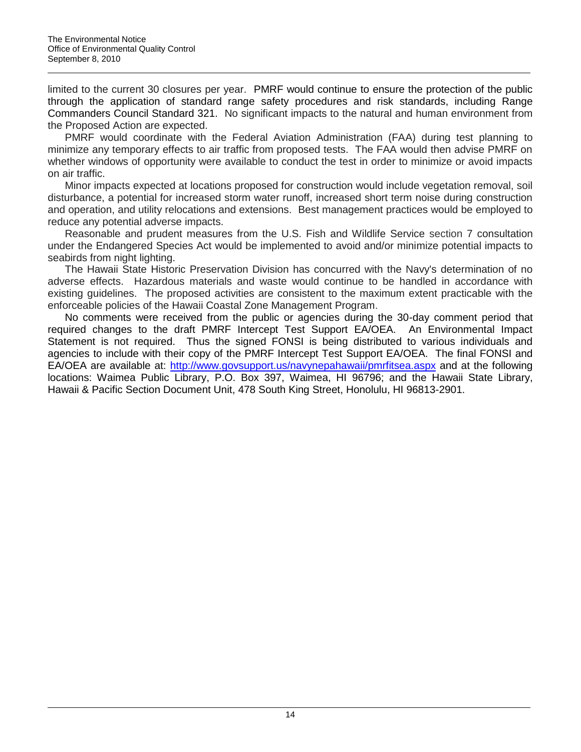limited to the current 30 closures per year. PMRF would continue to ensure the protection of the public through the application of standard range safety procedures and risk standards, including Range Commanders Council Standard 321. No significant impacts to the natural and human environment from the Proposed Action are expected.

PMRF would coordinate with the Federal Aviation Administration (FAA) during test planning to minimize any temporary effects to air traffic from proposed tests. The FAA would then advise PMRF on whether windows of opportunity were available to conduct the test in order to minimize or avoid impacts on air traffic.

Minor impacts expected at locations proposed for construction would include vegetation removal, soil disturbance, a potential for increased storm water runoff, increased short term noise during construction and operation, and utility relocations and extensions. Best management practices would be employed to reduce any potential adverse impacts.

Reasonable and prudent measures from the U.S. Fish and Wildlife Service section 7 consultation under the Endangered Species Act would be implemented to avoid and/or minimize potential impacts to seabirds from night lighting.

The Hawaii State Historic Preservation Division has concurred with the Navy's determination of no adverse effects. Hazardous materials and waste would continue to be handled in accordance with existing guidelines. The proposed activities are consistent to the maximum extent practicable with the enforceable policies of the Hawaii Coastal Zone Management Program.

No comments were received from the public or agencies during the 30-day comment period that required changes to the draft PMRF Intercept Test Support EA/OEA. An Environmental Impact Statement is not required. Thus the signed FONSI is being distributed to various individuals and agencies to include with their copy of the PMRF Intercept Test Support EA/OEA. The final FONSI and EA/OEA are available at: http://www.govsupport.us/navynepahawaii/pmrfitsea.aspx and at the following locations: Waimea Public Library, P.O. Box 397, Waimea, HI 96796; and the Hawaii State Library, Hawaii & Pacific Section Document Unit, 478 South King Street, Honolulu, HI 96813-2901.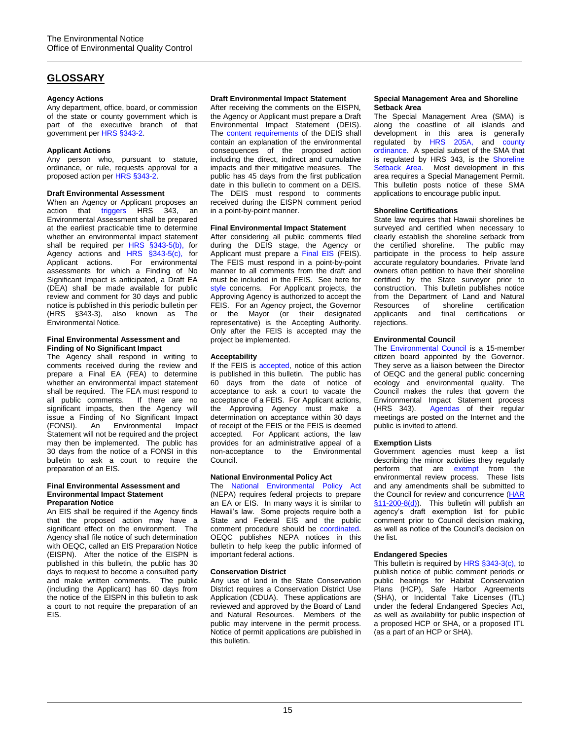## GLOSSARY

### Agency Actions

Any department, office, board, or commission of the state or county government which is part of the executive branch of that government per HRS §343-2.

### Applicant Actions

Any person who, pursuant to statute, ordinance, or rule, requests approval for a proposed action per HRS §343-2.

### Draft Environmental Assessment

When an Agency or Applicant proposes an action that triggers HRS 343, an Environmental Assessment shall be prepared at the earliest practicable time to determine whether an environmental impact statement shall be required per HRS §343-5(b), for Agency actions and HRS §343-5(c), for Applicant actions. For environmental assessments for which a Finding of No Significant Impact is anticipated, a Draft EA (DEA) shall be made available for public review and comment for 30 days and public notice is published in this periodic bulletin per (HRS §343-3), also known as The Environmental Notice.

### Final Environmental Assessment and Finding of No Significant Impact

The Agency shall respond in writing to comments received during the review and prepare a Final EA (FEA) to determine whether an environmental impact statement shall be required. The FEA must respond to all public comments. If there are no significant impacts, then the Agency will issue a Finding of No Significant Impact (FONSI). An Environmental Impact Statement will not be required and the project may then be implemented. The public has 30 days from the notice of a FONSI in this bulletin to ask a court to require the preparation of an EIS.

### Final Environmental Assessment and Environmental Impact Statement Preparation Notice

An EIS shall be required if the Agency finds that the proposed action may have a significant effect on the environment. The Agency shall file notice of such determination with OEQC, called an EIS Preparation Notice (EISPN). After the notice of the EISPN is published in this bulletin, the public has 30 days to request to become a consulted party and make written comments. The public (including the Applicant) has 60 days from the notice of the EISPN in this bulletin to ask a court to not require the preparation of an EIS.

### Draft Environmental Impact Statement

After receiving the comments on the EISPN, the Agency or Applicant must prepare a Draft Environmental Impact Statement (DEIS). The content requirements of the DEIS shall contain an explanation of the environmental consequences of the proposed action including the direct, indirect and cumulative impacts and their mitigative measures. The public has 45 days from the first publication date in this bulletin to comment on a DEIS. The DEIS must respond to comments received during the EISPN comment period in a point-by-point manner.

### Final Environmental Impact Statement

After considering all public comments filed during the DEIS stage, the Agency or Applicant must prepare a Final EIS (FEIS). The FEIS must respond in a point-by-point manner to all comments from the draft and must be included in the FEIS. See here for style concerns. For Applicant projects, the Approving Agency is authorized to accept the FEIS. For an Agency project, the Governor or the Mayor (or their designated representative) is the Accepting Authority. Only after the FEIS is accepted may the project be implemented.

### Acceptability

If the FEIS is accepted, notice of this action is published in this bulletin. The public has 60 days from the date of notice of acceptance to ask a court to vacate the acceptance of a FEIS. For Applicant actions, the Approving Agency must make a determination on acceptance within 30 days of receipt of the FEIS or the FEIS is deemed accepted. For Applicant actions, the law provides for an administrative appeal of a non-acceptance to the Environmental Council.

### National Environmental Policy Act

The National Environmental Policy Act (NEPA) requires federal projects to prepare an EA or EIS. In many ways it is similar to Hawaii's law. Some projects require both a State and Federal EIS and the public comment procedure should be coordinated. OEQC publishes NEPA notices in this bulletin to help keep the public informed of important federal actions.

### Conservation District

Any use of land in the State Conservation District requires a Conservation District Use Application (CDUA). These applications are reviewed and approved by the Board of Land and Natural Resources. Members of the public may intervene in the permit process. Notice of permit applications are published in this bulletin.

### Special Management Area and Shoreline Setback Area

The Special Management Area (SMA) is along the coastline of all islands and development in this area is generally regulated by HRS 205A, and county ordinance. A special subset of the SMA that is regulated by HRS 343, is the Shoreline Setback Area. Most development in this area requires a Special Management Permit. This bulletin posts notice of these SMA applications to encourage public input.

### Shoreline Certifications

State law requires that Hawaii shorelines be surveyed and certified when necessary to clearly establish the shoreline setback from the certified shoreline. The public may participate in the process to help assure accurate regulatory boundaries. Private land owners often petition to have their shoreline certified by the State surveyor prior to construction. This bulletin publishes notice from the Department of Land and Natural Resources of shoreline certification applicants and final certifications or rejections.

### Environmental Council

The Environmental Council is a 15-member citizen board appointed by the Governor. They serve as a liaison between the Director of OEQC and the general public concerning ecology and environmental quality. The Council makes the rules that govern the Environmental Impact Statement process (HRS 343). Agendas of their regular meetings are posted on the Internet and the public is invited to attend.

### Exemption Lists

Government agencies must keep a list describing the minor activities they regularly perform that are exempt from the environmental review process. These lists and any amendments shall be submitted to the Council for review and concurrence (HAR §11-200-8(d)). This bulletin will publish an agency's draft exemption list for public comment prior to Council decision making, as well as notice of the Council's decision on the list.

### Endangered Species

This bulletin is required by HRS §343-3(c), to publish notice of public comment periods or public hearings for Habitat Conservation Plans (HCP), Safe Harbor Agreements (SHA), or Incidental Take Licenses (ITL) under the federal Endangered Species Act, as well as availability for public inspection of a proposed HCP or SHA, or a proposed ITL (as a part of an HCP or SHA).